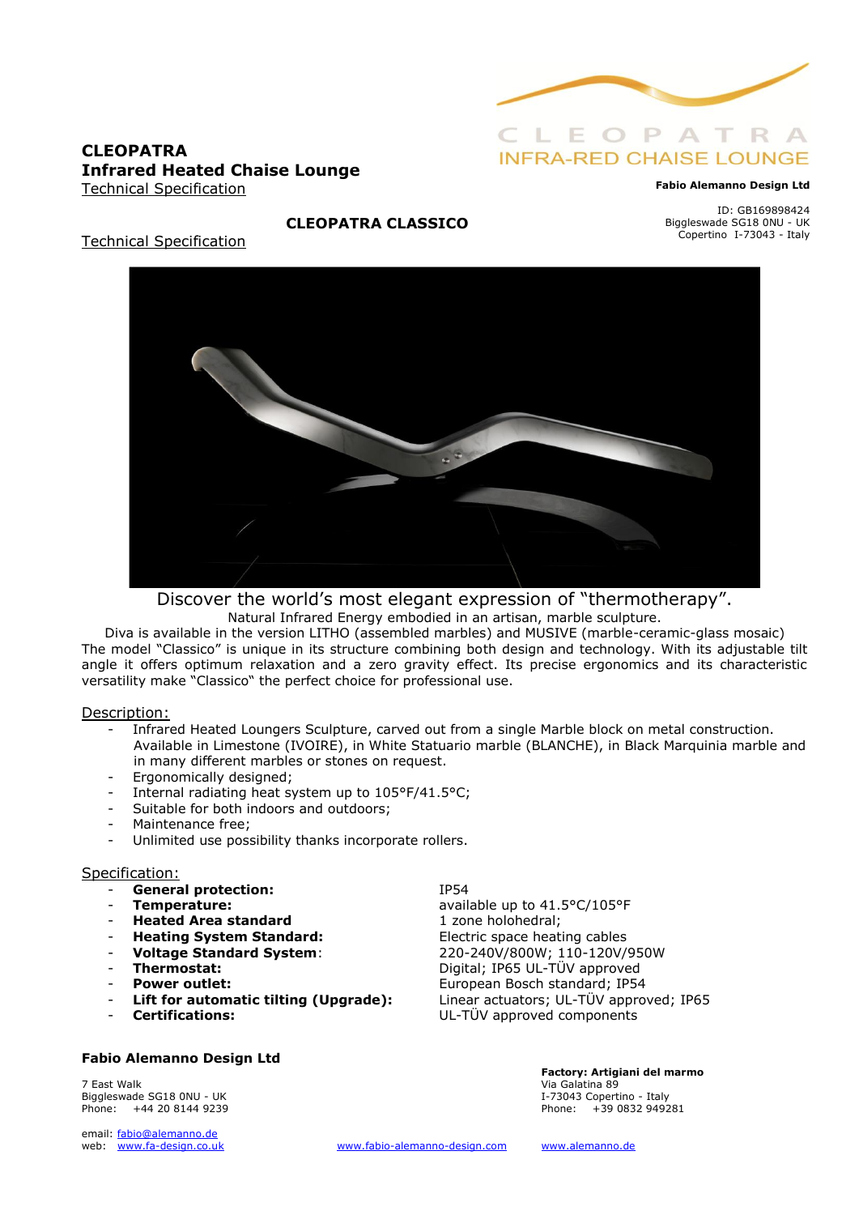# CLEOPATRA
## Infrared Heated Chaise Lounge
Technical Specification

CLEOPATRA
INFRA-RED CHAISE LOUNGE

**Fabio Alemanno Design Ltd**

ID: GB169898424
Biggleswade SG18 0NU - UK
Copertino I-73043 - Italy

## CLEOPATRA CLASSICO

Technical Specification

Discover the world's most elegant expression of "thermotherapy".
Natural Infrared Energy embodied in an artisan, marble sculpture.
Diva is available in the version LITHO (assembled marbles) and MUSIVE (marble-ceramic-glass mosaic)
The model "Classico" is unique in its structure combining both design and technology. With its adjustable tilt angle it offers optimum relaxation and a zero gravity effect. Its precise ergonomics and its characteristic versatility make "Classico" the perfect choice for professional use.

### Description:

- Infrared Heated Loungers Sculpture, carved out from a single Marble block on metal construction. Available in Limestone (IVOIRE), in White Statuario marble (BLANCHE), in Black Marquinia marble and in many different marbles or stones on request.
- Ergonomically designed;
- Internal radiating heat system up to 105°F/41.5°C;
- Suitable for both indoors and outdoors;
- Maintenance free;
- Unlimited use possibility thanks incorporate rollers.

### Specification:

- **General protection:** IP54
- **Temperature:** available up to 41.5°C/105°F
- **Heated Area standard** 1 zone holohedral;
- **Heating System Standard:** Electric space heating cables
- **Voltage Standard System**: 220-240V/800W; 110-120V/950W
- **Thermostat:** Digital; IP65 UL-TÜV approved
- **Power outlet:** European Bosch standard; IP54
- **Lift for automatic tilting (Upgrade):** Linear actuators; UL-TÜV approved; IP65
- **Certifications:** UL-TÜV approved components

**Fabio Alemanno Design Ltd**

7 East Walk
Biggleswade SG18 0NU - UK
Phone: +44 20 8144 9239

email: fabio@alemanno.de
web: www.fa-design.co.uk

**Factory: Artigiani del marmo**
Via Galatina 89
I-73043 Copertino - Italy
Phone: +39 0832 949281

www.fabio-alemanno-design.com www.alemanno.de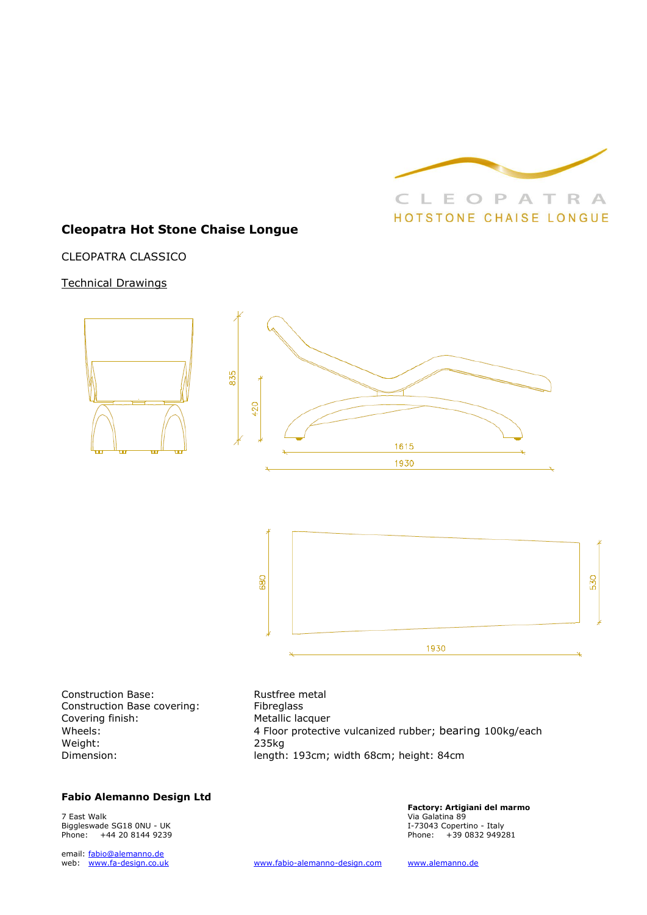CLEOPATRA
HOTSTONE CHAISE LONGUE

## Cleopatra Hot Stone Chaise Longue

CLEOPATRA CLASSICO

Technical Drawings

835

420

1615

1930

680

530

1930

| | |
|---|---|
| Construction Base: | Rustfree metal |
| Construction Base covering: | Fibreglass |
| Covering finish: | Metallic lacquer |
| Wheels: | 4 Floor protective vulcanized rubber; bearing 100kg/each |
| Weight: | 235kg |
| Dimension: | length: 193cm; width 68cm; height: 84cm |

**Fabio Alemanno Design Ltd**

7 East Walk
Biggleswade SG18 0NU - UK
Phone: +44 20 8144 9239

email: fabio@alemanno.de
web: www.fa-design.co.uk

**Factory: Artigiani del marmo**
Via Galatina 89
I-73043 Copertino - Italy
Phone: +39 0832 949281

www.fabio-alemanno-design.com www.alemanno.de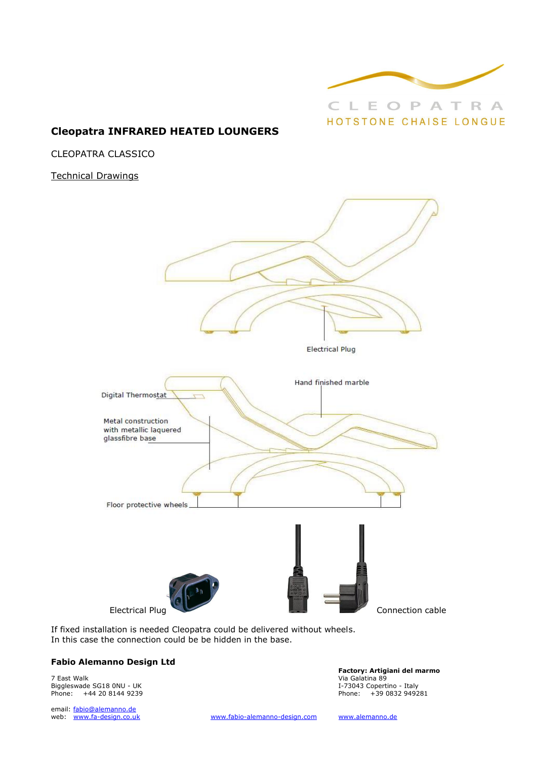CLEOPATRA
HOTSTONE CHAISE LONGUE

## Cleopatra INFRARED HEATED LOUNGERS

CLEOPATRA CLASSICO

Technical Drawings

Electrical Plug

Hand finished marble

Digital Thermostat

Metal construction with metallic laquered glassfibre base

Floor protective wheels

Electrical Plug

Connection cable

If fixed installation is needed Cleopatra could be delivered without wheels.
In this case the connection could be be hidden in the base.

**Fabio Alemanno Design Ltd**

7 East Walk
Biggleswade SG18 0NU - UK
Phone: +44 20 8144 9239

email: fabio@alemanno.de
web: www.fa-design.co.uk

**Factory: Artigiani del marmo**
Via Galatina 89
I-73043 Copertino - Italy
Phone: +39 0832 949281

www.fabio-alemanno-design.com

www.alemanno.de